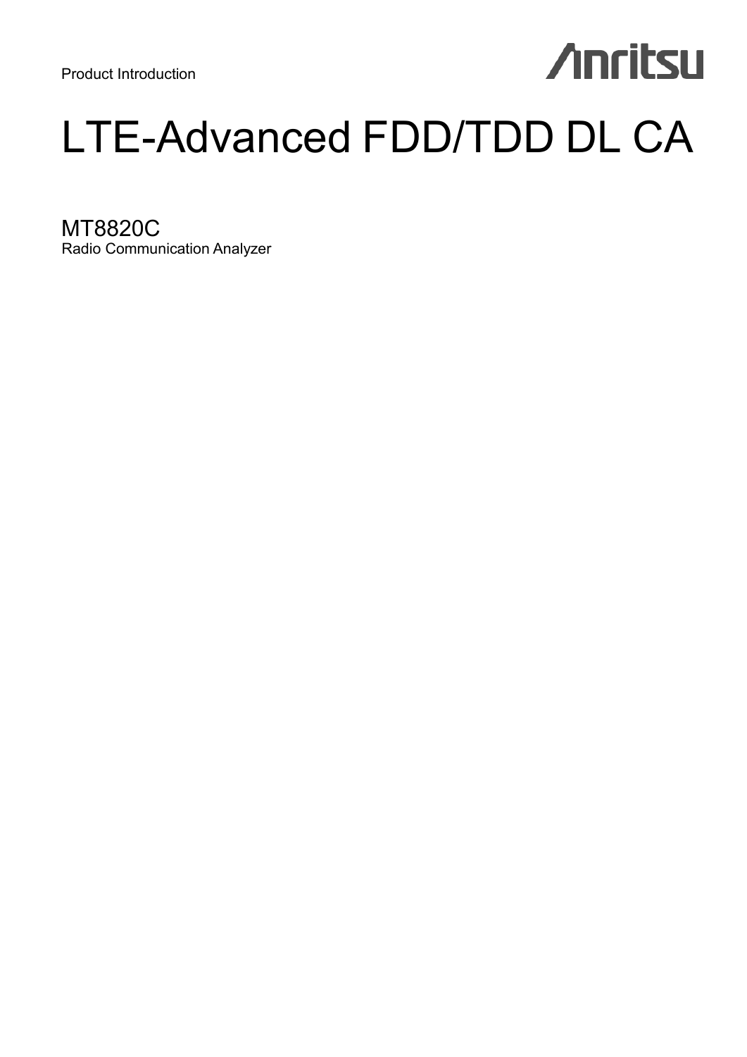Product Introduction

Anritsu

# LTE-Advanced FDD/TDD DL CA

## MT8820C

Radio Communication Analyzer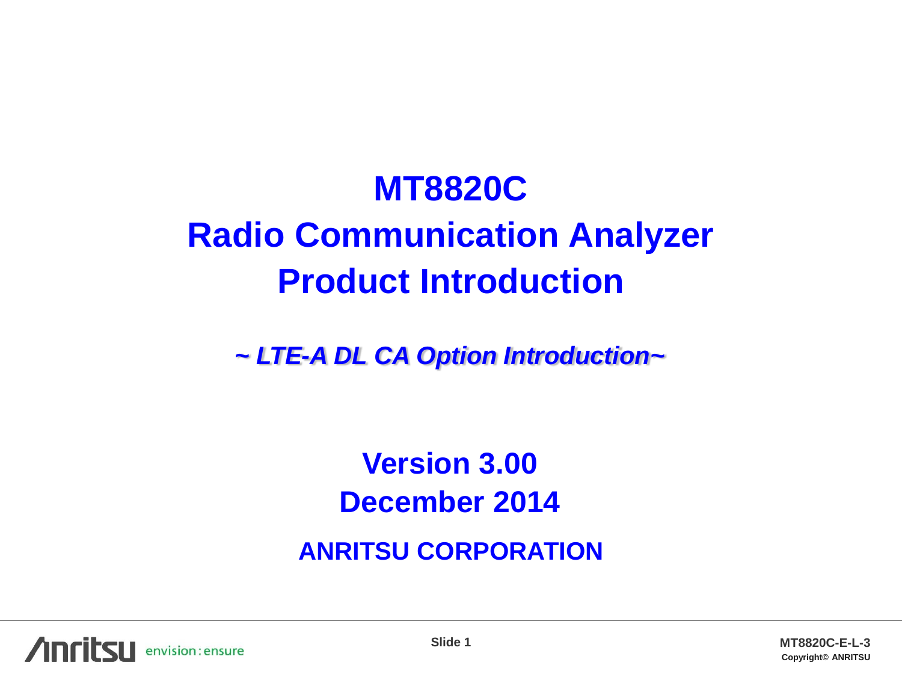# MT8820C
# Radio Communication Analyzer
# Product Introduction

***~ LTE-A DL CA Option Introduction~***

**Version 3.00**

**December 2014**

**ANRITSU CORPORATION**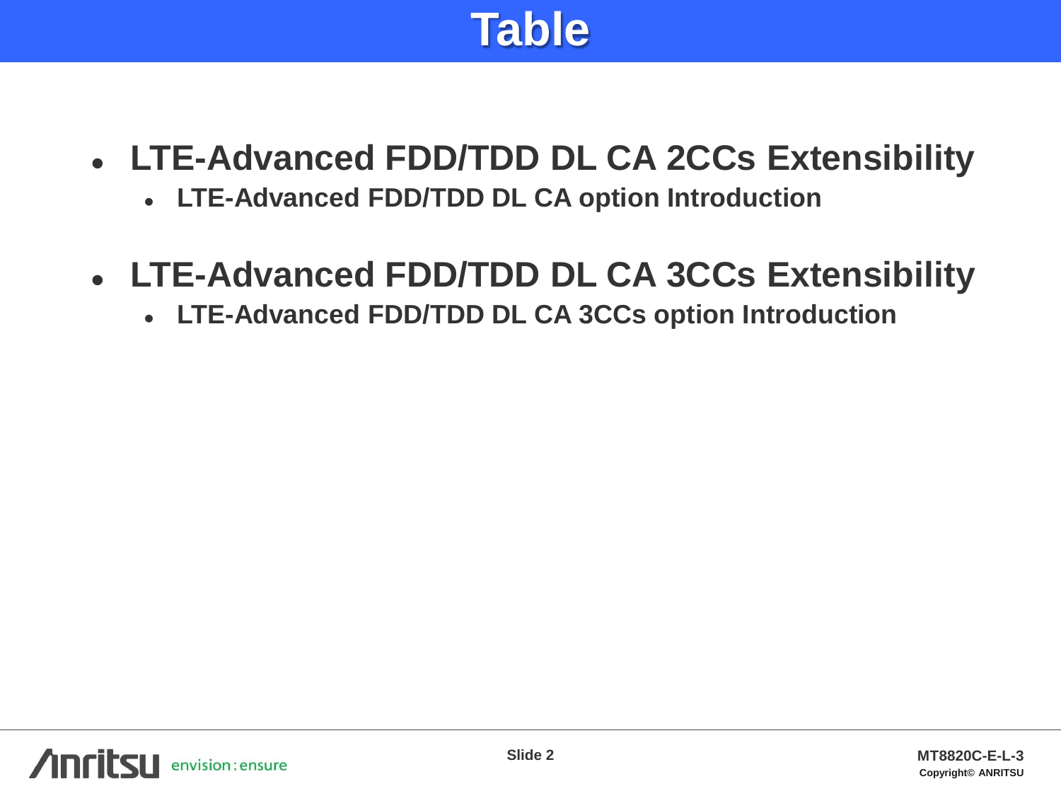# Table

- **LTE-Advanced FDD/TDD DL CA 2CCs Extensibility**
  - **LTE-Advanced FDD/TDD DL CA option Introduction**
- **LTE-Advanced FDD/TDD DL CA 3CCs Extensibility**
  - **LTE-Advanced FDD/TDD DL CA 3CCs option Introduction**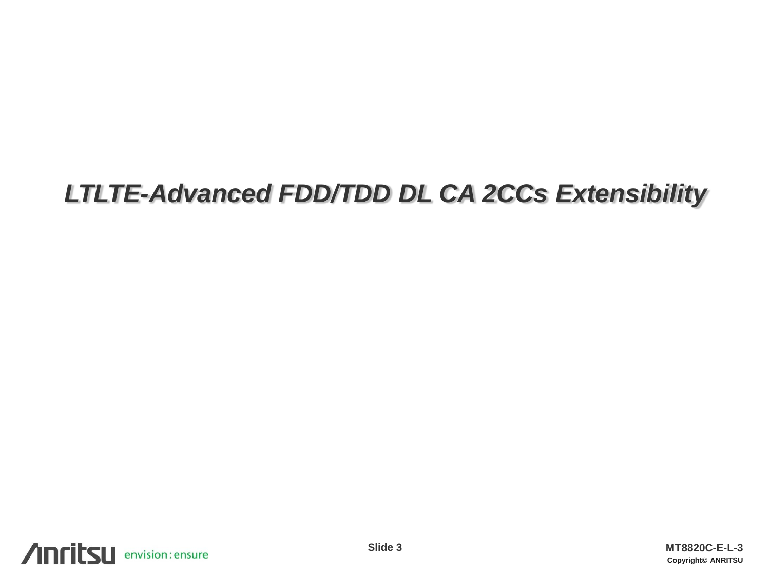# *LTLTE-Advanced FDD/TDD DL CA 2CCs Extensibility*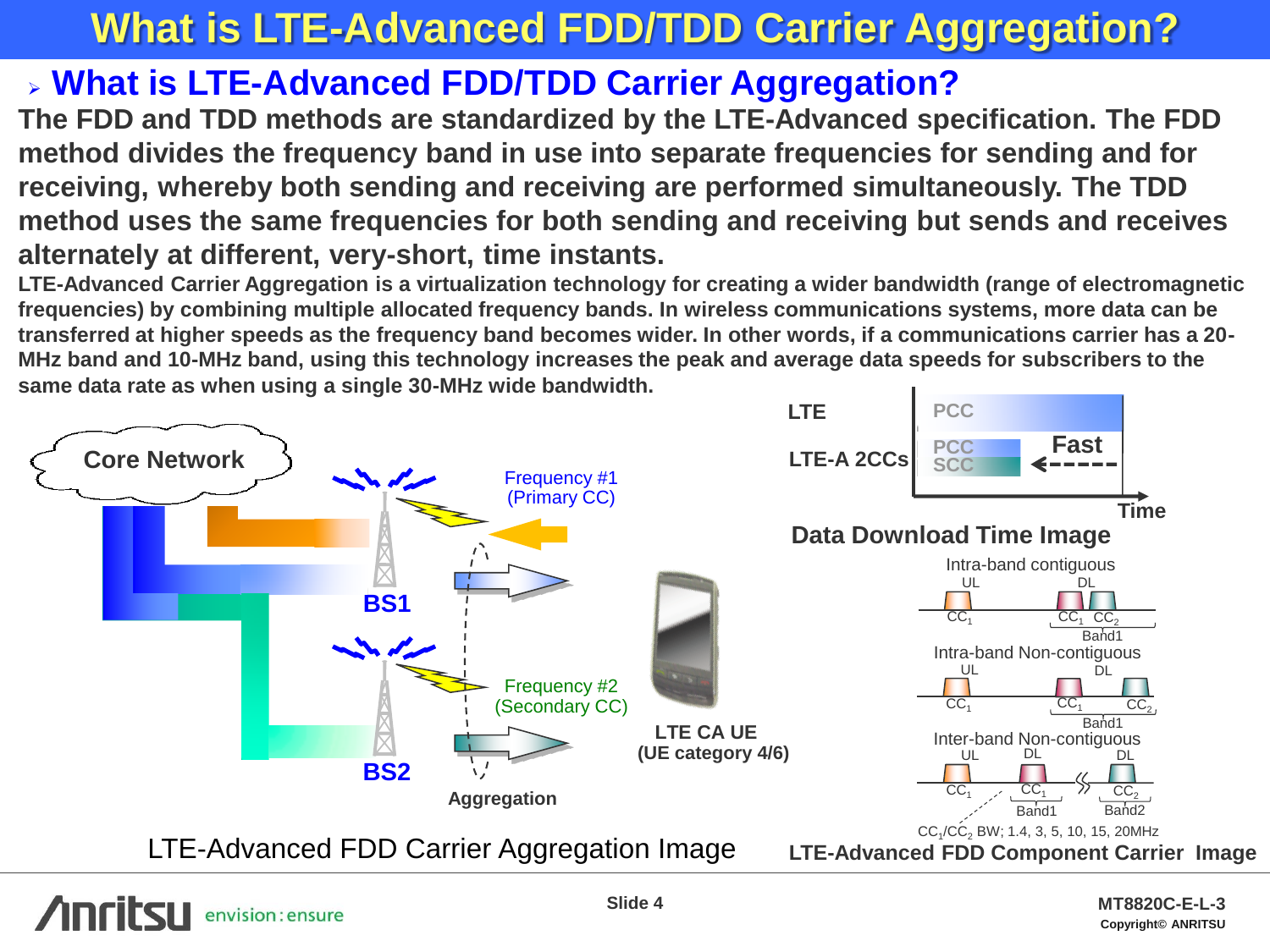# What is LTE-Advanced FDD/TDD Carrier Aggregation?

## What is LTE-Advanced FDD/TDD Carrier Aggregation?

**The FDD and TDD methods are standardized by the LTE-Advanced specification. The FDD method divides the frequency band in use into separate frequencies for sending and for receiving, whereby both sending and receiving are performed simultaneously. The TDD method uses the same frequencies for both sending and receiving but sends and receives alternately at different, very-short, time instants.**

**LTE-Advanced Carrier Aggregation is a virtualization technology for creating a wider bandwidth (range of electromagnetic frequencies) by combining multiple allocated frequency bands. In wireless communications systems, more data can be transferred at higher speeds as the frequency band becomes wider. In other words, if a communications carrier has a 20-MHz band and 10-MHz band, using this technology increases the peak and average data speeds for subscribers to the same data rate as when using a single 30-MHz wide bandwidth.**

Core Network

BS1

BS2

Frequency #1 (Primary CC)

Frequency #2 (Secondary CC)

Aggregation

LTE CA UE (UE category 4/6)

LTE-Advanced FDD Carrier Aggregation Image

LTE

LTE-A 2CCs

PCC

PCC

SCC

Fast

Time

**Data Download Time Image**

Intra-band contiguous

UL DL

$CC_1$ $CC_1$ $CC_2$

Band1

Intra-band Non-contiguous

UL DL

$CC_1$ $CC_1$ $CC_2$

Band1

Inter-band Non-contiguous

UL DL DL

$CC_1$ $CC_1$ $CC_2$

Band1 Band2

$CC_1$/$CC_2$ BW; 1.4, 3, 5, 10, 15, 20MHz

**LTE-Advanced FDD Component Carrier Image**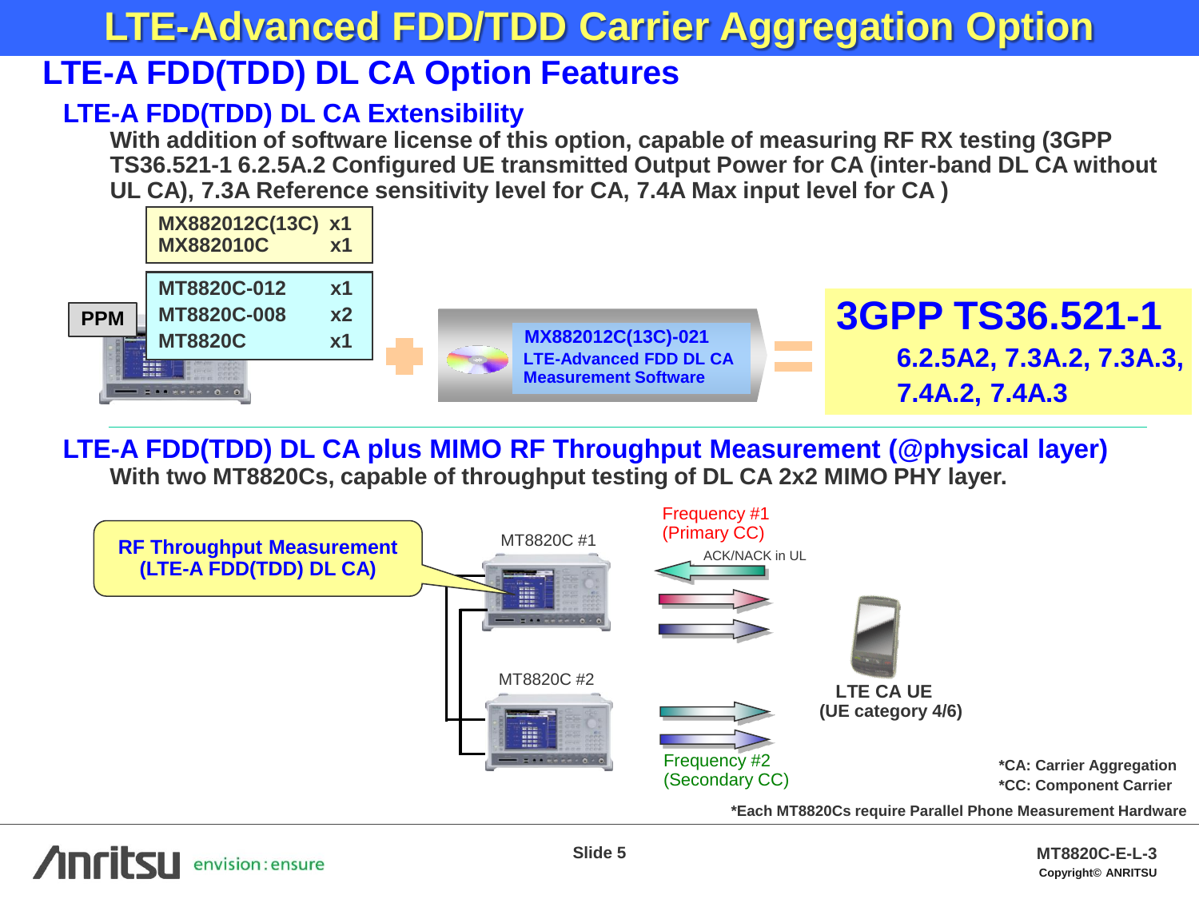# LTE-Advanced FDD/TDD Carrier Aggregation Option

## LTE-A FDD(TDD) DL CA Option Features

### LTE-A FDD(TDD) DL CA Extensibility

**With addition of software license of this option, capable of measuring RF RX testing (3GPP TS36.521-1 6.2.5A.2 Configured UE transmitted Output Power for CA (inter-band DL CA without UL CA), 7.3A Reference sensitivity level for CA, 7.4A Max input level for CA )**

| | |
|---|---|
| MX882012C(13C) | x1 |
| MX882010C | x1 |

PPM

| | |
|---|---|
| MT8820C-012 | x1 |
| MT8820C-008 | x2 |
| MT8820C | x1 |

+

**MX882012C(13C)-021**
**LTE-Advanced FDD DL CA Measurement Software**

=

**3GPP TS36.521-1**
**6.2.5A2, 7.3A.2, 7.3A.3, 7.4A.2, 7.4A.3**

### LTE-A FDD(TDD) DL CA plus MIMO RF Throughput Measurement (@physical layer)

**With two MT8820Cs, capable of throughput testing of DL CA 2x2 MIMO PHY layer.**

**RF Throughput Measurement (LTE-A FDD(TDD) DL CA)**

MT8820C #1

Frequency #1
(Primary CC)

ACK/NACK in UL

MT8820C #2

Frequency #2
(Secondary CC)

**LTE CA UE**
**(UE category 4/6)**

**\*CA: Carrier Aggregation**
**\*CC: Component Carrier**

**\*Each MT8820Cs require Parallel Phone Measurement Hardware**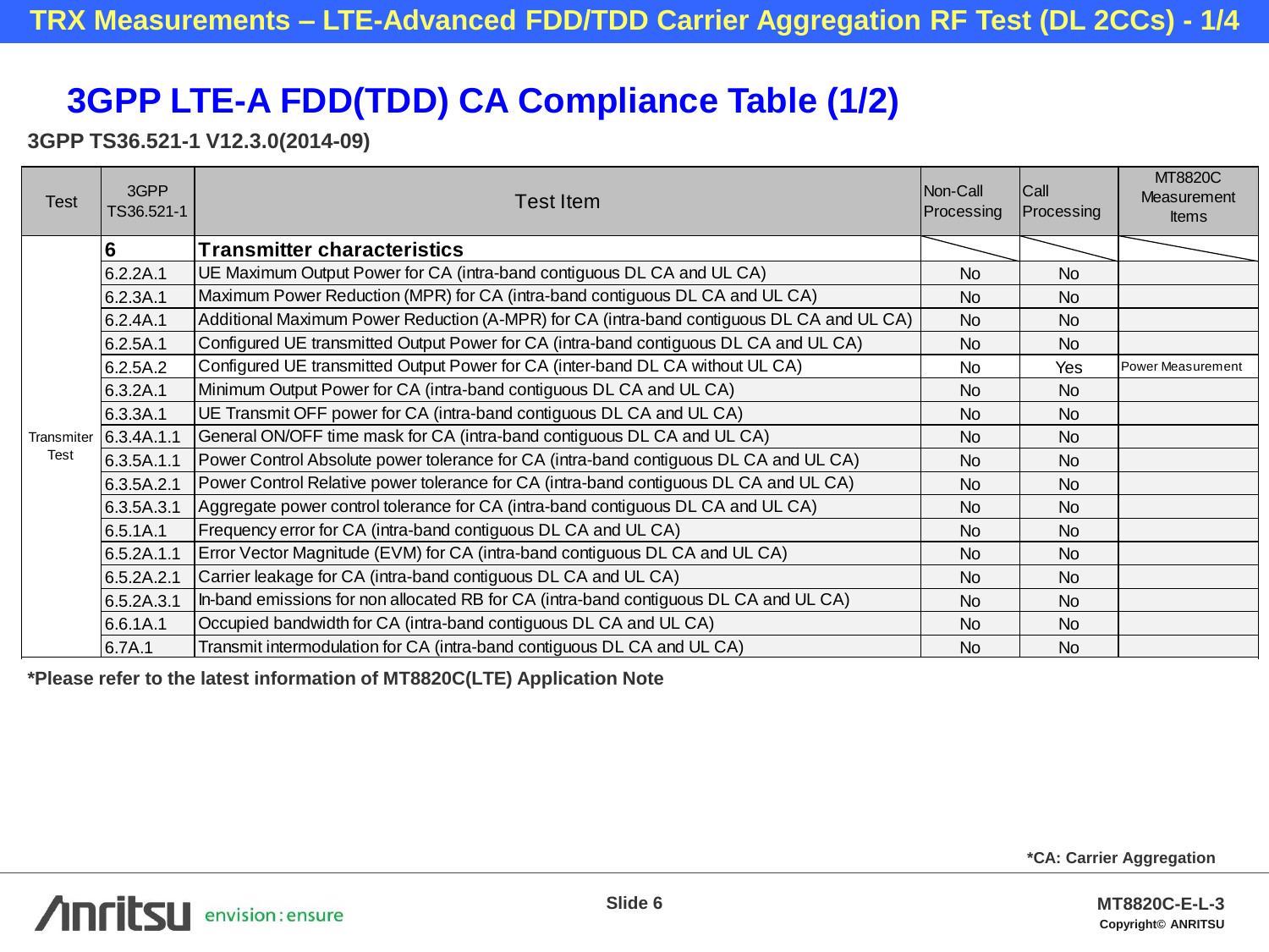# TRX Measurements – LTE-Advanced FDD/TDD Carrier Aggregation RF Test (DL 2CCs) - 1/4

## 3GPP LTE-A FDD(TDD) CA Compliance Table (1/2)

**3GPP TS36.521-1 V12.3.0(2014-09)**

| Test | 3GPP TS36.521-1 | Test Item | Non-Call Processing | Call Processing | MT8820C Measurement Items |
|---|---|---|---|---|---|
| Transmiter Test | **6** | **Transmitter characteristics** | | | |
| | 6.2.2A.1 | UE Maximum Output Power for CA (intra-band contiguous DL CA and UL CA) | No | No | |
| | 6.2.3A.1 | Maximum Power Reduction (MPR) for CA (intra-band contiguous DL CA and UL CA) | No | No | |
| | 6.2.4A.1 | Additional Maximum Power Reduction (A-MPR) for CA (intra-band contiguous DL CA and UL CA) | No | No | |
| | 6.2.5A.1 | Configured UE transmitted Output Power for CA (intra-band contiguous DL CA and UL CA) | No | No | |
| | 6.2.5A.2 | Configured UE transmitted Output Power for CA (inter-band DL CA without UL CA) | No | Yes | Power Measurement |
| | 6.3.2A.1 | Minimum Output Power for CA (intra-band contiguous DL CA and UL CA) | No | No | |
| | 6.3.3A.1 | UE Transmit OFF power for CA (intra-band contiguous DL CA and UL CA) | No | No | |
| | 6.3.4A.1.1 | General ON/OFF time mask for CA (intra-band contiguous DL CA and UL CA) | No | No | |
| | 6.3.5A.1.1 | Power Control Absolute power tolerance for CA (intra-band contiguous DL CA and UL CA) | No | No | |
| | 6.3.5A.2.1 | Power Control Relative power tolerance for CA (intra-band contiguous DL CA and UL CA) | No | No | |
| | 6.3.5A.3.1 | Aggregate power control tolerance for CA (intra-band contiguous DL CA and UL CA) | No | No | |
| | 6.5.1A.1 | Frequency error for CA (intra-band contiguous DL CA and UL CA) | No | No | |
| | 6.5.2A.1.1 | Error Vector Magnitude (EVM) for CA (intra-band contiguous DL CA and UL CA) | No | No | |
| | 6.5.2A.2.1 | Carrier leakage for CA (intra-band contiguous DL CA and UL CA) | No | No | |
| | 6.5.2A.3.1 | In-band emissions for non allocated RB for CA (intra-band contiguous DL CA and UL CA) | No | No | |
| | 6.6.1A.1 | Occupied bandwidth for CA (intra-band contiguous DL CA and UL CA) | No | No | |
| | 6.7A.1 | Transmit intermodulation for CA (intra-band contiguous DL CA and UL CA) | No | No | |

**\*Please refer to the latest information of MT8820C(LTE) Application Note**

**\*CA: Carrier Aggregation**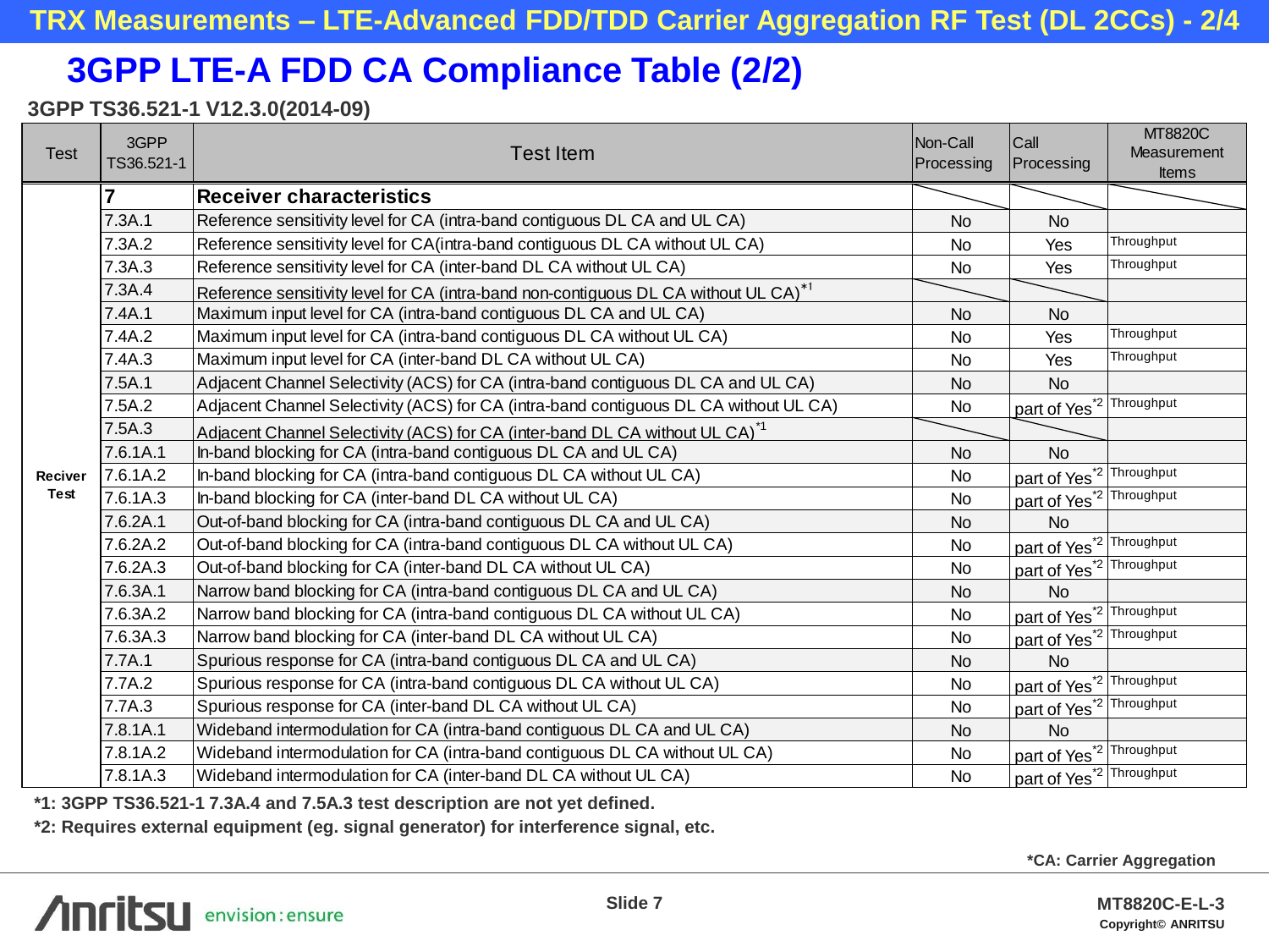# TRX Measurements – LTE-Advanced FDD/TDD Carrier Aggregation RF Test (DL 2CCs) - 2/4

## 3GPP LTE-A FDD CA Compliance Table (2/2)

**3GPP TS36.521-1 V12.3.0(2014-09)**

| Test | 3GPP TS36.521-1 | Test Item | Non-Call Processing | Call Processing | MT8820C Measurement Items |
|---|---|---|---|---|---|
| Reciver Test | **7** | **Receiver characteristics** | | | |
| | 7.3A.1 | Reference sensitivity level for CA (intra-band contiguous DL CA and UL CA) | No | No | |
| | 7.3A.2 | Reference sensitivity level for CA(intra-band contiguous DL CA without UL CA) | No | Yes | Throughput |
| | 7.3A.3 | Reference sensitivity level for CA (inter-band DL CA without UL CA) | No | Yes | Throughput |
| | 7.3A.4 | Reference sensitivity level for CA (intra-band non-contiguous DL CA without UL CA)*1 | | | |
| | 7.4A.1 | Maximum input level for CA (intra-band contiguous DL CA and UL CA) | No | No | |
| | 7.4A.2 | Maximum input level for CA (intra-band contiguous DL CA without UL CA) | No | Yes | Throughput |
| | 7.4A.3 | Maximum input level for CA (inter-band DL CA without UL CA) | No | Yes | Throughput |
| | 7.5A.1 | Adjacent Channel Selectivity (ACS) for CA (intra-band contiguous DL CA and UL CA) | No | No | |
| | 7.5A.2 | Adjacent Channel Selectivity (ACS) for CA (intra-band contiguous DL CA without UL CA) | No | part of Yes*2 | Throughput |
| | 7.5A.3 | Adjacent Channel Selectivity (ACS) for CA (inter-band DL CA without UL CA)*1 | | | |
| | 7.6.1A.1 | In-band blocking for CA (intra-band contiguous DL CA and UL CA) | No | No | |
| | 7.6.1A.2 | In-band blocking for CA (intra-band contiguous DL CA without UL CA) | No | part of Yes*2 | Throughput |
| | 7.6.1A.3 | In-band blocking for CA (inter-band DL CA without UL CA) | No | part of Yes*2 | Throughput |
| | 7.6.2A.1 | Out-of-band blocking for CA (intra-band contiguous DL CA and UL CA) | No | No | |
| | 7.6.2A.2 | Out-of-band blocking for CA (intra-band contiguous DL CA without UL CA) | No | part of Yes*2 | Throughput |
| | 7.6.2A.3 | Out-of-band blocking for CA (inter-band DL CA without UL CA) | No | part of Yes*2 | Throughput |
| | 7.6.3A.1 | Narrow band blocking for CA (intra-band contiguous DL CA and UL CA) | No | No | |
| | 7.6.3A.2 | Narrow band blocking for CA (intra-band contiguous DL CA without UL CA) | No | part of Yes*2 | Throughput |
| | 7.6.3A.3 | Narrow band blocking for CA (inter-band DL CA without UL CA) | No | part of Yes*2 | Throughput |
| | 7.7A.1 | Spurious response for CA (intra-band contiguous DL CA and UL CA) | No | No | |
| | 7.7A.2 | Spurious response for CA (intra-band contiguous DL CA without UL CA) | No | part of Yes*2 | Throughput |
| | 7.7A.3 | Spurious response for CA (inter-band DL CA without UL CA) | No | part of Yes*2 | Throughput |
| | 7.8.1A.1 | Wideband intermodulation for CA (intra-band contiguous DL CA and UL CA) | No | No | |
| | 7.8.1A.2 | Wideband intermodulation for CA (intra-band contiguous DL CA without UL CA) | No | part of Yes*2 | Throughput |
| | 7.8.1A.3 | Wideband intermodulation for CA (inter-band DL CA without UL CA) | No | part of Yes*2 | Throughput |

**\*1: 3GPP TS36.521-1 7.3A.4 and 7.5A.3 test description are not yet defined.**

**\*2: Requires external equipment (eg. signal generator) for interference signal, etc.**

**\*CA: Carrier Aggregation**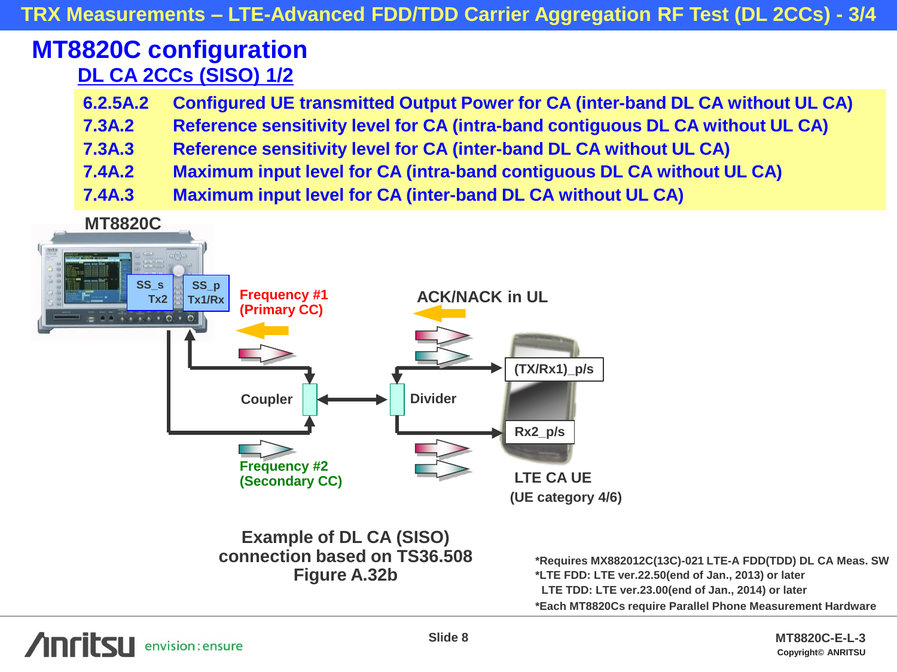# TRX Measurements – LTE-Advanced FDD/TDD Carrier Aggregation RF Test (DL 2CCs) - 3/4

## MT8820C configuration

### DL CA 2CCs (SISO) 1/2

| | |
|---|---|
| 6.2.5A.2 | Configured UE transmitted Output Power for CA (inter-band DL CA without UL CA) |
| 7.3A.2 | Reference sensitivity level for CA (intra-band contiguous DL CA without UL CA) |
| 7.3A.3 | Reference sensitivity level for CA (inter-band DL CA without UL CA) |
| 7.4A.2 | Maximum input level for CA (intra-band contiguous DL CA without UL CA) |
| 7.4A.3 | Maximum input level for CA (inter-band DL CA without UL CA) |

MT8820C

SS_s Tx2

SS_p Tx1/Rx

Frequency #1 (Primary CC)

ACK/NACK in UL

Coupler

Divider

(TX/Rx1)_p/s

Rx2_p/s

Frequency #2 (Secondary CC)

LTE CA UE

(UE category 4/6)

Example of DL CA (SISO) connection based on TS36.508 Figure A.32b

*Requires MX882012C(13C)-021 LTE-A FDD(TDD) DL CA Meas. SW

*LTE FDD: LTE ver.22.50(end of Jan., 2013) or later

LTE TDD: LTE ver.23.00(end of Jan., 2014) or later

*Each MT8820Cs require Parallel Phone Measurement Hardware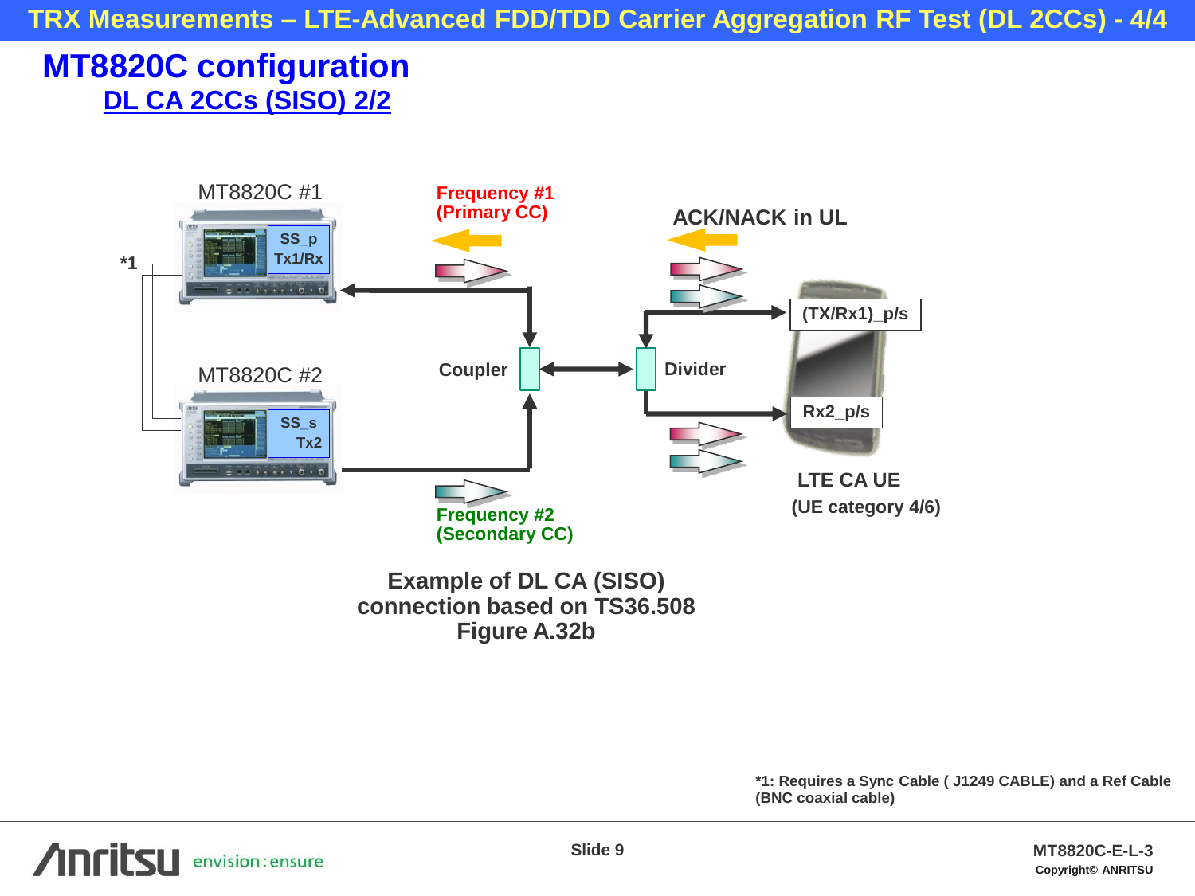# TRX Measurements – LTE-Advanced FDD/TDD Carrier Aggregation RF Test (DL 2CCs) - 4/4

## MT8820C configuration

### DL CA 2CCs (SISO) 2/2

MT8820C #1

SS_p
Tx1/Rx

*1

MT8820C #2

SS_s
Tx2

Frequency #1
(Primary CC)

Frequency #2
(Secondary CC)

ACK/NACK in UL

Coupler

Divider

(TX/Rx1)_p/s

Rx2_p/s

LTE CA UE
(UE category 4/6)

**Example of DL CA (SISO) connection based on TS36.508 Figure A.32b**

*1: Requires a Sync Cable ( J1249 CABLE) and a Ref Cable (BNC coaxial cable)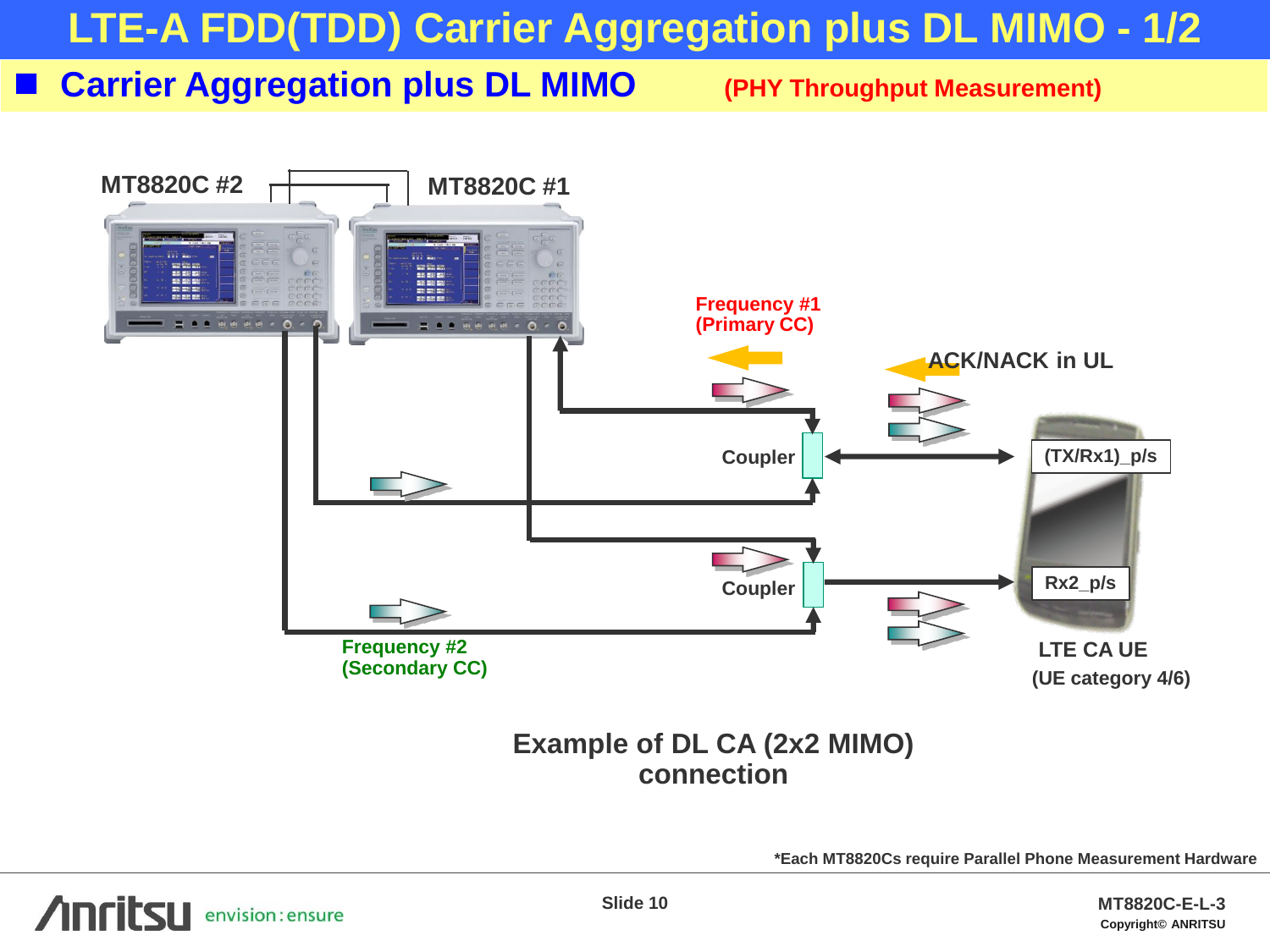# LTE-A FDD(TDD) Carrier Aggregation plus DL MIMO - 1/2

## Carrier Aggregation plus DL MIMO (PHY Throughput Measurement)

MT8820C #2

MT8820C #1

Frequency #1
(Primary CC)

ACK/NACK in UL

Coupler

(TX/Rx1)_p/s

Coupler

Rx2_p/s

Frequency #2
(Secondary CC)

LTE CA UE
(UE category 4/6)

**Example of DL CA (2x2 MIMO) connection**

*Each MT8820Cs require Parallel Phone Measurement Hardware

MT8820C-E-L-3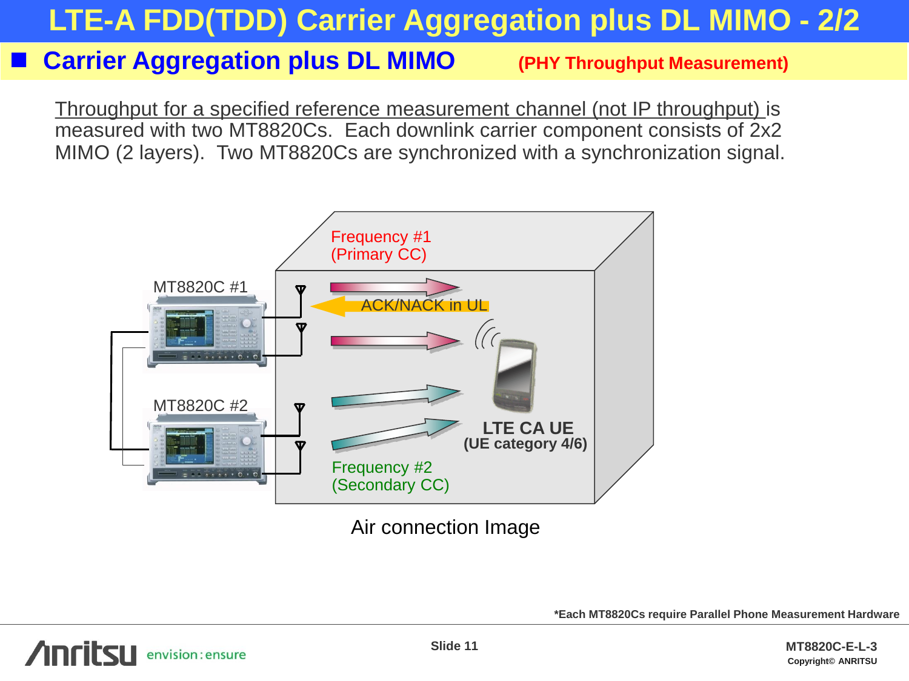# LTE-A FDD(TDD) Carrier Aggregation plus DL MIMO - 2/2

## Carrier Aggregation plus DL MIMO (PHY Throughput Measurement)

Throughput for a specified reference measurement channel (not IP throughput) is measured with two MT8820Cs. Each downlink carrier component consists of 2x2 MIMO (2 layers). Two MT8820Cs are synchronized with a synchronization signal.

MT8820C #1

MT8820C #2

Frequency #1 (Primary CC)

ACK/NACK in UL

LTE CA UE (UE category 4/6)

Frequency #2 (Secondary CC)

Air connection Image

*Each MT8820Cs require Parallel Phone Measurement Hardware

MT8820C-E-L-3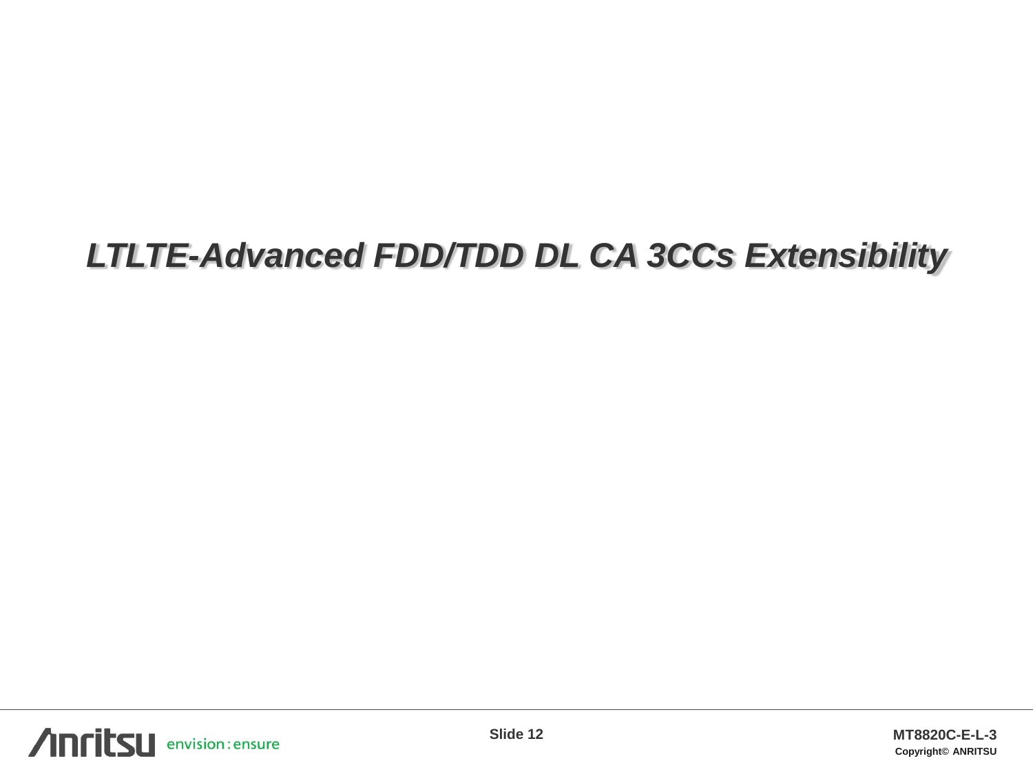# *LTLTE-Advanced FDD/TDD DL CA 3CCs Extensibility*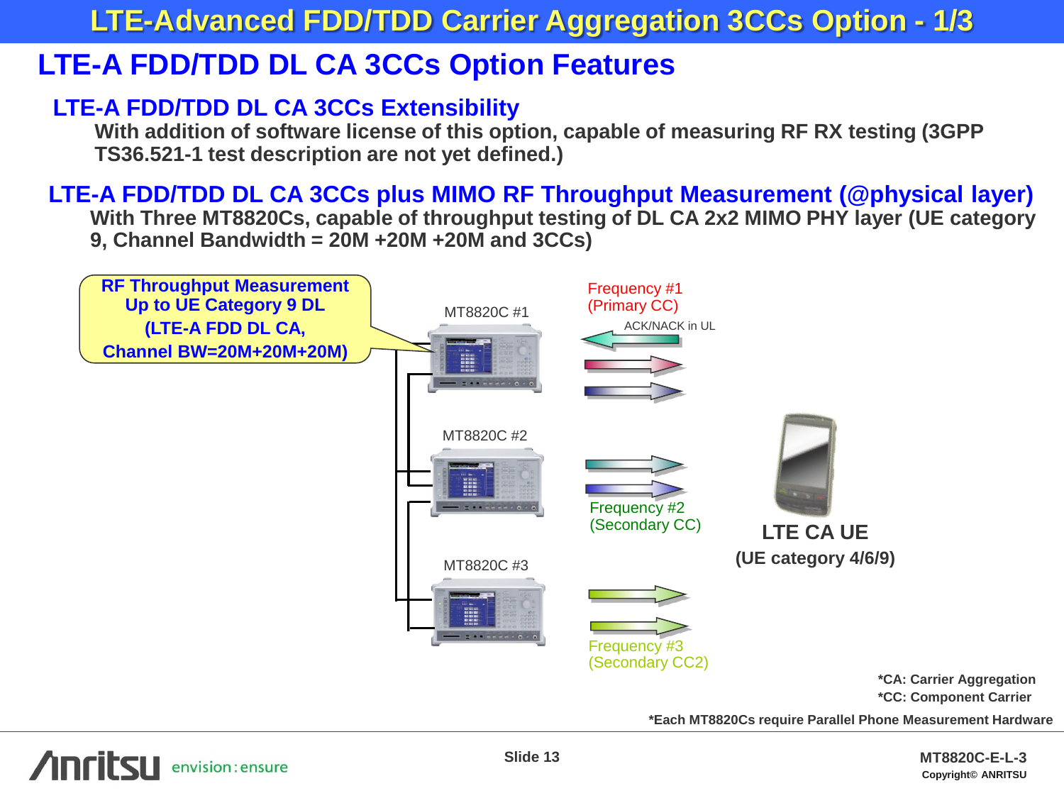# LTE-Advanced FDD/TDD Carrier Aggregation 3CCs Option - 1/3

## LTE-A FDD/TDD DL CA 3CCs Option Features

### LTE-A FDD/TDD DL CA 3CCs Extensibility

With addition of software license of this option, capable of measuring RF RX testing (3GPP TS36.521-1 test description are not yet defined.)

### LTE-A FDD/TDD DL CA 3CCs plus MIMO RF Throughput Measurement (@physical layer)

With Three MT8820Cs, capable of throughput testing of DL CA 2x2 MIMO PHY layer (UE category 9, Channel Bandwidth = 20M +20M +20M and 3CCs)

RF Throughput Measurement
Up to UE Category 9 DL
(LTE-A FDD DL CA,
Channel BW=20M+20M+20M)

MT8820C #1

Frequency #1
(Primary CC)

ACK/NACK in UL

MT8820C #2

Frequency #2
(Secondary CC)

MT8820C #3

Frequency #3
(Secondary CC2)

LTE CA UE
(UE category 4/6/9)

*CA: Carrier Aggregation
*CC: Component Carrier

*Each MT8820Cs require Parallel Phone Measurement Hardware

MT8820C-E-L-3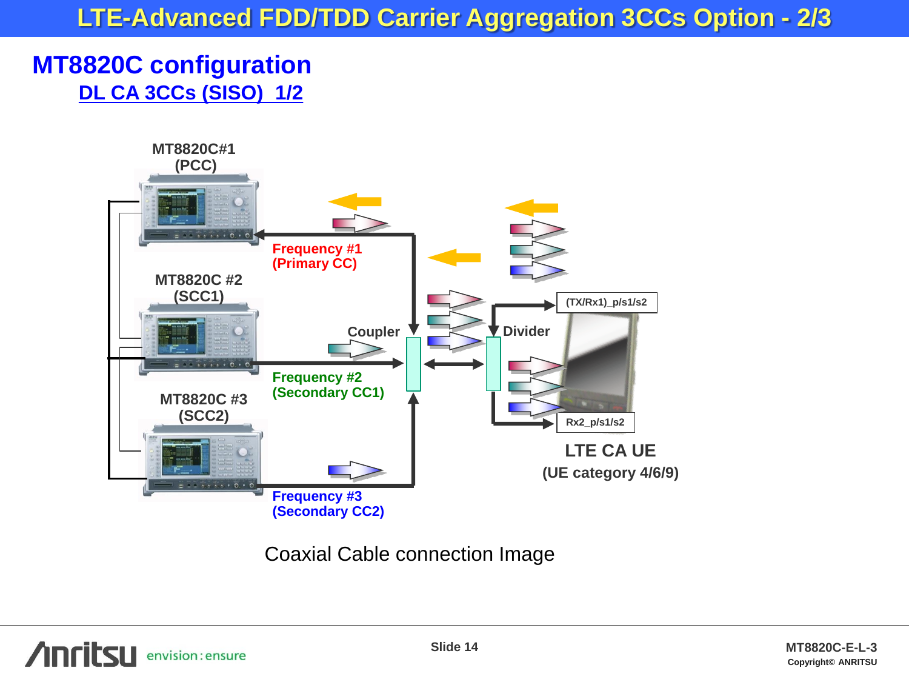# LTE-Advanced FDD/TDD Carrier Aggregation 3CCs Option - 2/3

## MT8820C configuration

### DL CA 3CCs (SISO) 1/2

MT8820C#1
(PCC)

MT8820C #2
(SCC1)

MT8820C #3
(SCC2)

Frequency #1
(Primary CC)

Frequency #2
(Secondary CC1)

Frequency #3
(Secondary CC2)

Coupler

Divider

(TX/Rx1)_p/s1/s2

Rx2_p/s1/s2

LTE CA UE
(UE category 4/6/9)

Coaxial Cable connection Image

MT8820C-E-L-3
Copyright© ANRITSU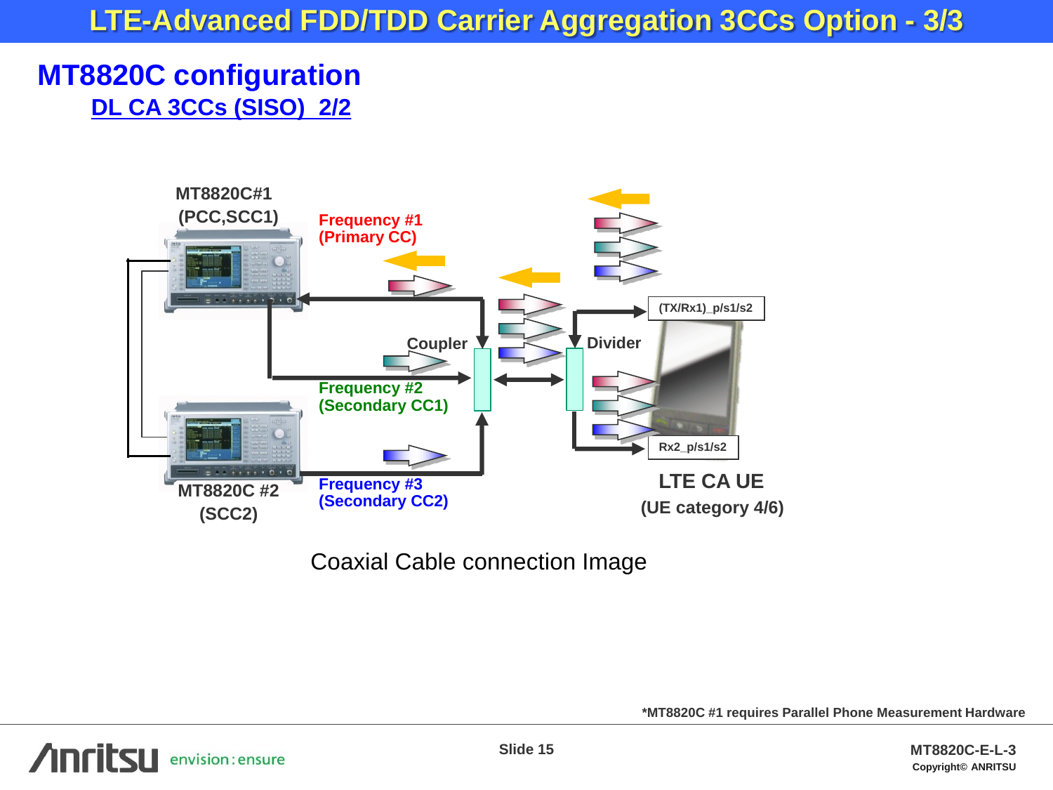# LTE-Advanced FDD/TDD Carrier Aggregation 3CCs Option - 3/3

## MT8820C configuration

### DL CA 3CCs (SISO) 2/2

MT8820C#1
(PCC,SCC1)

Frequency #1
(Primary CC)

Coupler

Divider

(TX/Rx1)_p/s1/s2

Frequency #2
(Secondary CC1)

Rx2_p/s1/s2

MT8820C #2
(SCC2)

Frequency #3
(Secondary CC2)

LTE CA UE
(UE category 4/6)

Coaxial Cable connection Image

*MT8820C #1 requires Parallel Phone Measurement Hardware

MT8820C-E-L-3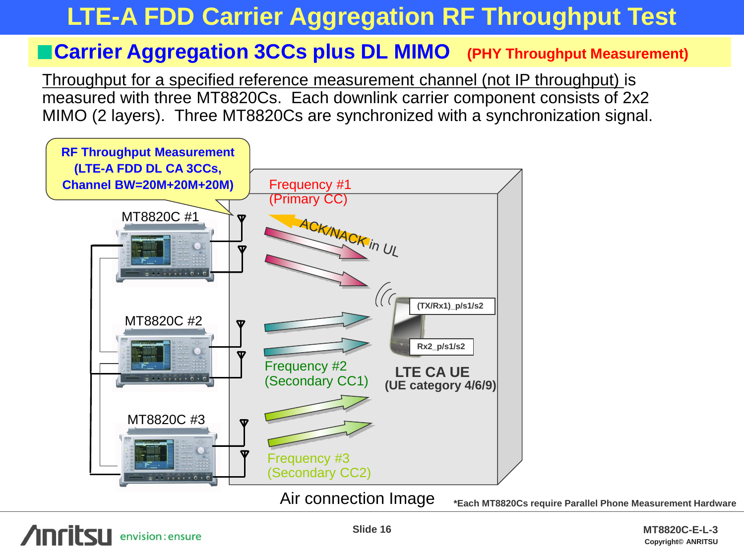# LTE-A FDD Carrier Aggregation RF Throughput Test

## Carrier Aggregation 3CCs plus DL MIMO (PHY Throughput Measurement)

Throughput for a specified reference measurement channel (not IP throughput) is measured with three MT8820Cs. Each downlink carrier component consists of 2x2 MIMO (2 layers). Three MT8820Cs are synchronized with a synchronization signal.

**RF Throughput Measurement (LTE-A FDD DL CA 3CCs, Channel BW=20M+20M+20M)**

MT8820C #1

MT8820C #2

MT8820C #3

Frequency #1 (Primary CC)

ACK/NACK in UL

Frequency #2 (Secondary CC1)

Frequency #3 (Secondary CC2)

(TX/Rx1)_p/s1/s2

Rx2_p/s1/s2

**LTE CA UE (UE category 4/6/9)**

Air connection Image

**\*Each MT8820Cs require Parallel Phone Measurement Hardware**

MT8820C-E-L-3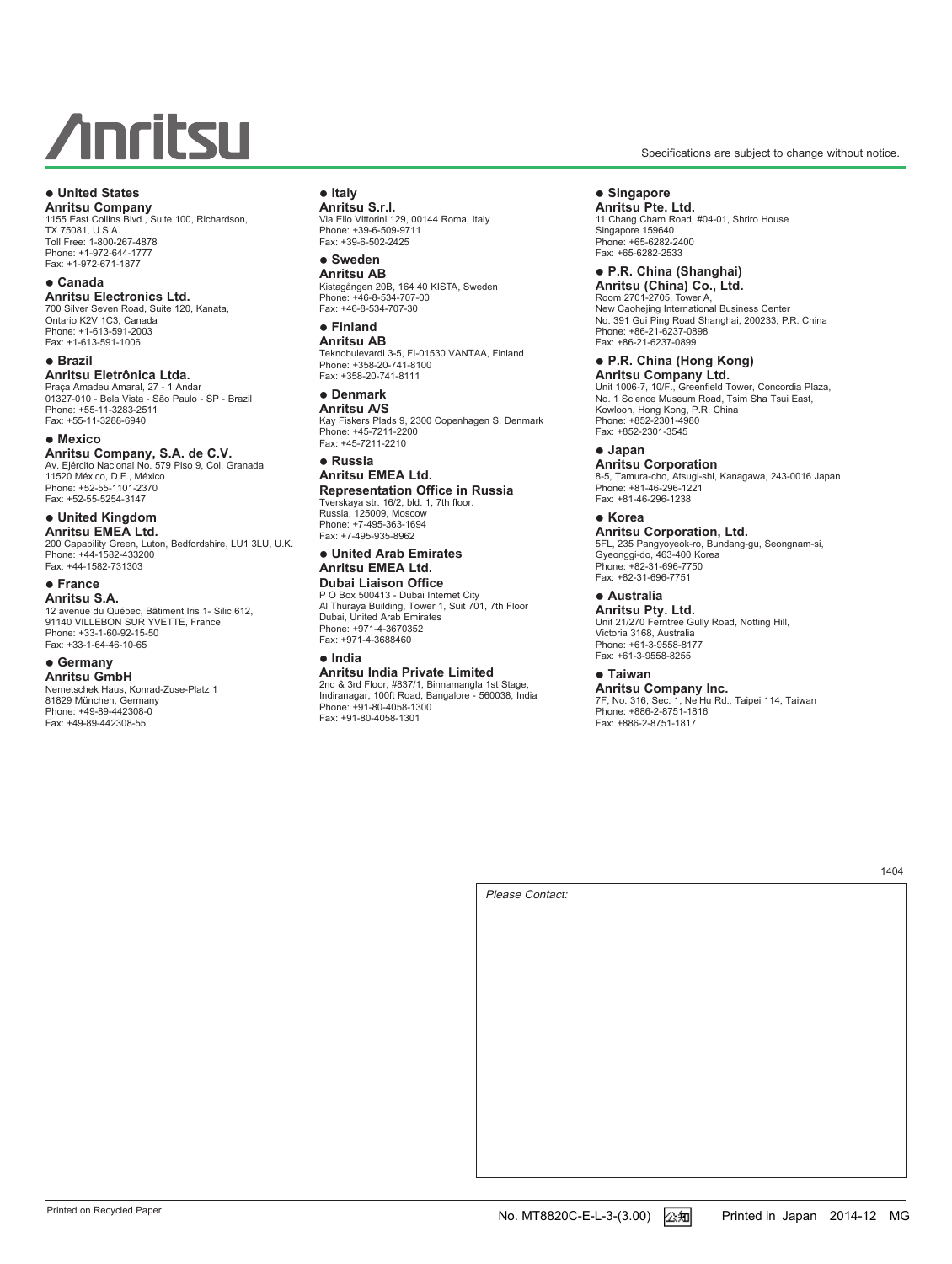# Anritsu

Specifications are subject to change without notice.

- **United States**

**Anritsu Company**
1155 East Collins Blvd., Suite 100, Richardson, TX 75081, U.S.A.
Toll Free: 1-800-267-4878
Phone: +1-972-644-1777
Fax: +1-972-671-1877

- **Canada**

**Anritsu Electronics Ltd.**
700 Silver Seven Road, Suite 120, Kanata, Ontario K2V 1C3, Canada
Phone: +1-613-591-2003
Fax: +1-613-591-1006

- **Brazil**

**Anritsu Eletrônica Ltda.**
Praça Amadeu Amaral, 27 - 1 Andar
01327-010 - Bela Vista - São Paulo - SP - Brazil
Phone: +55-11-3283-2511
Fax: +55-11-3288-6940

- **Mexico**

**Anritsu Company, S.A. de C.V.**
Av. Ejército Nacional No. 579 Piso 9, Col. Granada
11520 México, D.F., México
Phone: +52-55-1101-2370
Fax: +52-55-5254-3147

- **United Kingdom**

**Anritsu EMEA Ltd.**
200 Capability Green, Luton, Bedfordshire, LU1 3LU, U.K.
Phone: +44-1582-433200
Fax: +44-1582-731303

- **France**

**Anritsu S.A.**
12 avenue du Québec, Bâtiment Iris 1- Silic 612, 91140 VILLEBON SUR YVETTE, France
Phone: +33-1-60-92-15-50
Fax: +33-1-64-46-10-65

- **Germany**

**Anritsu GmbH**
Nemetschek Haus, Konrad-Zuse-Platz 1
81829 München, Germany
Phone: +49-89-442308-0
Fax: +49-89-442308-55

- **Italy**

**Anritsu S.r.l.**
Via Elio Vittorini 129, 00144 Roma, Italy
Phone: +39-6-509-9711
Fax: +39-6-502-2425

- **Sweden**

**Anritsu AB**
Kistagången 20B, 164 40 KISTA, Sweden
Phone: +46-8-534-707-00
Fax: +46-8-534-707-30

- **Finland**

**Anritsu AB**
Teknobulevardi 3-5, FI-01530 VANTAA, Finland
Phone: +358-20-741-8100
Fax: +358-20-741-8111

- **Denmark**

**Anritsu A/S**
Kay Fiskers Plads 9, 2300 Copenhagen S, Denmark
Phone: +45-7211-2200
Fax: +45-7211-2210

- **Russia**

**Anritsu EMEA Ltd.**
**Representation Office in Russia**
Tverskaya str. 16/2, bld. 1, 7th floor.
Russia, 125009, Moscow
Phone: +7-495-363-1694
Fax: +7-495-935-8962

- **United Arab Emirates**

**Anritsu EMEA Ltd.**
**Dubai Liaison Office**
P O Box 500413 - Dubai Internet City
Al Thuraya Building, Tower 1, Suit 701, 7th Floor
Dubai, United Arab Emirates
Phone: +971-4-3670352
Fax: +971-4-3688460

- **India**

**Anritsu India Private Limited**
2nd & 3rd Floor, #837/1, Binnamangla 1st Stage, Indiranagar, 100ft Road, Bangalore - 560038, India
Phone: +91-80-4058-1300
Fax: +91-80-4058-1301

- **Singapore**

**Anritsu Pte. Ltd.**
11 Chang Charn Road, #04-01, Shriro House
Singapore 159640
Phone: +65-6282-2400
Fax: +65-6282-2533

- **P.R. China (Shanghai)**

**Anritsu (China) Co., Ltd.**
Room 2701-2705, Tower A,
New Caohejing International Business Center
No. 391 Gui Ping Road Shanghai, 200233, P.R. China
Phone: +86-21-6237-0898
Fax: +86-21-6237-0899

- **P.R. China (Hong Kong)**

**Anritsu Company Ltd.**
Unit 1006-7, 10/F., Greenfield Tower, Concordia Plaza, No. 1 Science Museum Road, Tsim Sha Tsui East, Kowloon, Hong Kong, P.R. China
Phone: +852-2301-4980
Fax: +852-2301-3545

- **Japan**

**Anritsu Corporation**
8-5, Tamura-cho, Atsugi-shi, Kanagawa, 243-0016 Japan
Phone: +81-46-296-1221
Fax: +81-46-296-1238

- **Korea**

**Anritsu Corporation, Ltd.**
5FL, 235 Pangyoyeok-ro, Bundang-gu, Seongnam-si, Gyeonggi-do, 463-400 Korea
Phone: +82-31-696-7750
Fax: +82-31-696-7751

- **Australia**

**Anritsu Pty. Ltd.**
Unit 21/270 Ferntree Gully Road, Notting Hill, Victoria 3168, Australia
Phone: +61-3-9558-8177
Fax: +61-3-9558-8255

- **Taiwan**

**Anritsu Company Inc.**
7F, No. 316, Sec. 1, NeiHu Rd., Taipei 114, Taiwan
Phone: +886-2-8751-1816
Fax: +886-2-8751-1817

1404

*Please Contact:*

Printed on Recycled Paper

No. MT8820C-E-L-3-(3.00) 公知 Printed in Japan 2014-12 MG